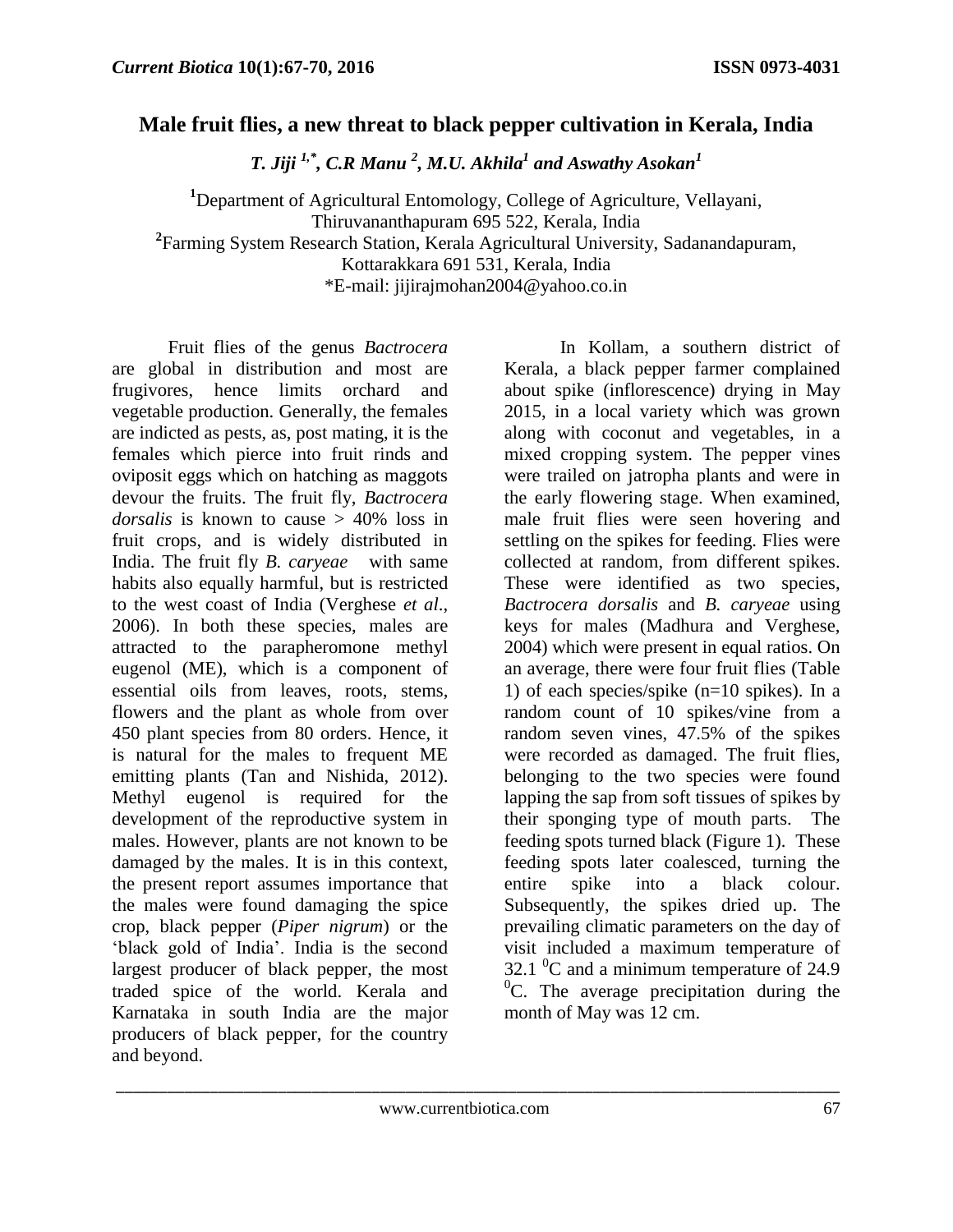# Male fruit flies, a new threat to black pepper cultivation in Kerala, India

***T. Jiji*** **[1,*]*****, C.R Manu*** **[2]*****, M.U. Akhila*** **[1]** ***and Aswathy Asokan*** **[1]**

[1]Department of Agricultural Entomology, College of Agriculture, Vellayani, Thiruvananthapuram 695 522, Kerala, India

[2]Farming System Research Station, Kerala Agricultural University, Sadanandapuram, Kottarakkara 691 531, Kerala, India

*E-mail: jijirajmohan2004@yahoo.co.in

Fruit flies of the genus *Bactrocera* are global in distribution and most are frugivores, hence limits orchard and vegetable production. Generally, the females are indicted as pests, as, post mating, it is the females which pierce into fruit rinds and oviposit eggs which on hatching as maggots devour the fruits. The fruit fly, *Bactrocera dorsalis* is known to cause > 40% loss in fruit crops, and is widely distributed in India. The fruit fly *B. caryeae* with same habits also equally harmful, but is restricted to the west coast of India (Verghese *et al*., 2006). In both these species, males are attracted to the parapheromone methyl eugenol (ME), which is a component of essential oils from leaves, roots, stems, flowers and the plant as whole from over 450 plant species from 80 orders. Hence, it is natural for the males to frequent ME emitting plants (Tan and Nishida, 2012). Methyl eugenol is required for the development of the reproductive system in males. However, plants are not known to be damaged by the males. It is in this context, the present report assumes importance that the males were found damaging the spice crop, black pepper (*Piper nigrum*) or the 'black gold of India'. India is the second largest producer of black pepper, the most traded spice of the world. Kerala and Karnataka in south India are the major producers of black pepper, for the country and beyond.

In Kollam, a southern district of Kerala, a black pepper farmer complained about spike (inflorescence) drying in May 2015, in a local variety which was grown along with coconut and vegetables, in a mixed cropping system. The pepper vines were trailed on jatropha plants and were in the early flowering stage. When examined, male fruit flies were seen hovering and settling on the spikes for feeding. Flies were collected at random, from different spikes. These were identified as two species, *Bactrocera dorsalis* and *B. caryeae* using keys for males (Madhura and Verghese, 2004) which were present in equal ratios. On an average, there were four fruit flies (Table 1) of each species/spike (n=10 spikes). In a random count of 10 spikes/vine from a random seven vines, 47.5% of the spikes were recorded as damaged. The fruit flies, belonging to the two species were found lapping the sap from soft tissues of spikes by their sponging type of mouth parts. The feeding spots turned black (Figure 1). These feeding spots later coalesced, turning the entire spike into a black colour. Subsequently, the spikes dried up. The prevailing climatic parameters on the day of visit included a maximum temperature of 32.1 $^{0}$C and a minimum temperature of 24.9 $^{0}$C. The average precipitation during the month of May was 12 cm.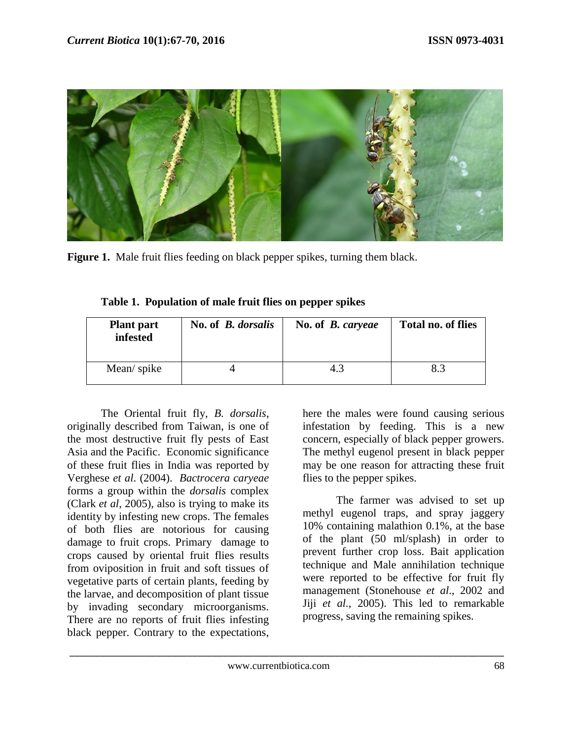**Figure 1.** Male fruit flies feeding on black pepper spikes, turning them black.

**Table 1. Population of male fruit flies on pepper spikes**

| Plant part infested | No. of *B. dorsalis* | No. of *B. caryeae* | Total no. of flies |
|---|---|---|---|
| Mean/ spike | 4 | 4.3 | 8.3 |

The Oriental fruit fly, *B. dorsalis*, originally described from Taiwan, is one of the most destructive fruit fly pests of East Asia and the Pacific. Economic significance of these fruit flies in India was reported by Verghese *et al*. (2004). *Bactrocera caryeae* forms a group within the *dorsalis* complex (Clark *et al*, 2005), also is trying to make its identity by infesting new crops. The females of both flies are notorious for causing damage to fruit crops. Primary damage to crops caused by oriental fruit flies results from oviposition in fruit and soft tissues of vegetative parts of certain plants, feeding by the larvae, and decomposition of plant tissue by invading secondary microorganisms. There are no reports of fruit flies infesting black pepper. Contrary to the expectations, here the males were found causing serious infestation by feeding. This is a new concern, especially of black pepper growers. The methyl eugenol present in black pepper may be one reason for attracting these fruit flies to the pepper spikes.

The farmer was advised to set up methyl eugenol traps, and spray jaggery 10% containing malathion 0.1%, at the base of the plant (50 ml/splash) in order to prevent further crop loss. Bait application technique and Male annihilation technique were reported to be effective for fruit fly management (Stonehouse *et al*., 2002 and Jiji *et al.*, 2005). This led to remarkable progress, saving the remaining spikes.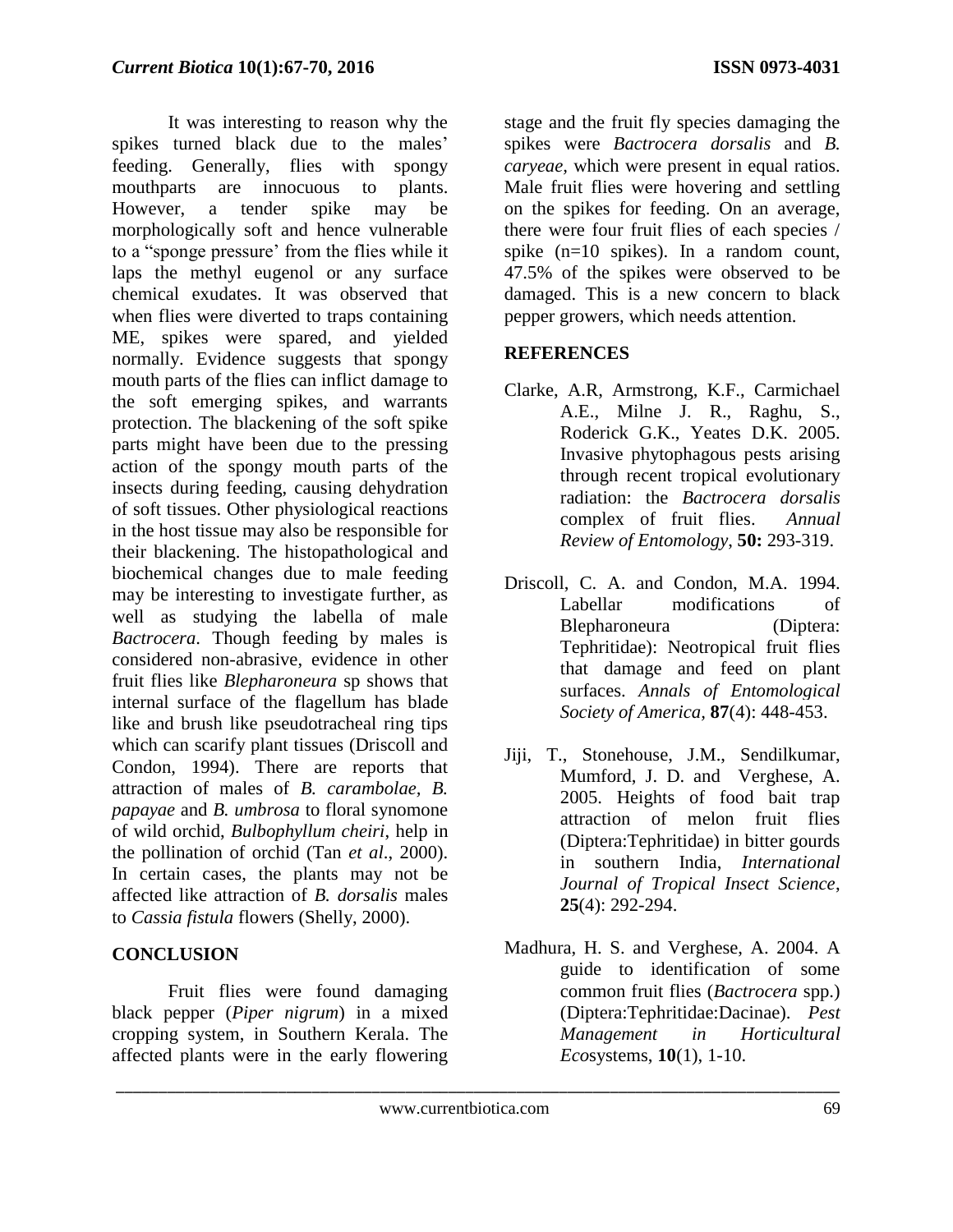It was interesting to reason why the spikes turned black due to the males' feeding. Generally, flies with spongy mouthparts are innocuous to plants. However, a tender spike may be morphologically soft and hence vulnerable to a "sponge pressure' from the flies while it laps the methyl eugenol or any surface chemical exudates. It was observed that when flies were diverted to traps containing ME, spikes were spared, and yielded normally. Evidence suggests that spongy mouth parts of the flies can inflict damage to the soft emerging spikes, and warrants protection. The blackening of the soft spike parts might have been due to the pressing action of the spongy mouth parts of the insects during feeding, causing dehydration of soft tissues. Other physiological reactions in the host tissue may also be responsible for their blackening. The histopathological and biochemical changes due to male feeding may be interesting to investigate further, as well as studying the labella of male *Bactrocera*. Though feeding by males is considered non-abrasive, evidence in other fruit flies like *Blepharoneura* sp shows that internal surface of the flagellum has blade like and brush like pseudotracheal ring tips which can scarify plant tissues (Driscoll and Condon, 1994). There are reports that attraction of males of *B. carambolae*, *B. papayae* and *B. umbrosa* to floral synomone of wild orchid, *Bulbophyllum cheiri*, help in the pollination of orchid (Tan *et al*., 2000). In certain cases, the plants may not be affected like attraction of *B. dorsalis* males to *Cassia fistula* flowers (Shelly, 2000).

## CONCLUSION

Fruit flies were found damaging black pepper (*Piper nigrum*) in a mixed cropping system, in Southern Kerala. The affected plants were in the early flowering stage and the fruit fly species damaging the spikes were *Bactrocera dorsalis* and *B. caryeae*, which were present in equal ratios. Male fruit flies were hovering and settling on the spikes for feeding. On an average, there were four fruit flies of each species / spike (n=10 spikes). In a random count, 47.5% of the spikes were observed to be damaged. This is a new concern to black pepper growers, which needs attention.

## REFERENCES

Clarke, A.R, Armstrong, K.F., Carmichael A.E., Milne J. R., Raghu, S., Roderick G.K., Yeates D.K. 2005. Invasive phytophagous pests arising through recent tropical evolutionary radiation: the *Bactrocera dorsalis* complex of fruit flies. *Annual Review of Entomology*, **50:** 293-319.

Driscoll, C. A. and Condon, M.A. 1994. Labellar modifications of Blepharoneura (Diptera: Tephritidae): Neotropical fruit flies that damage and feed on plant surfaces. *Annals of Entomological Society of America*, **87**(4): 448-453.

Jiji, T., Stonehouse, J.M., Sendilkumar, Mumford, J. D. and Verghese, A. 2005. Heights of food bait trap attraction of melon fruit flies (Diptera:Tephritidae) in bitter gourds in southern India, *International Journal of Tropical Insect Science*, **25**(4): 292-294.

Madhura, H. S. and Verghese, A. 2004. A guide to identification of some common fruit flies (*Bactrocera* spp.) (Diptera:Tephritidae:Dacinae). *Pest Management in Horticultural Eco*systems, **10**(1), 1-10.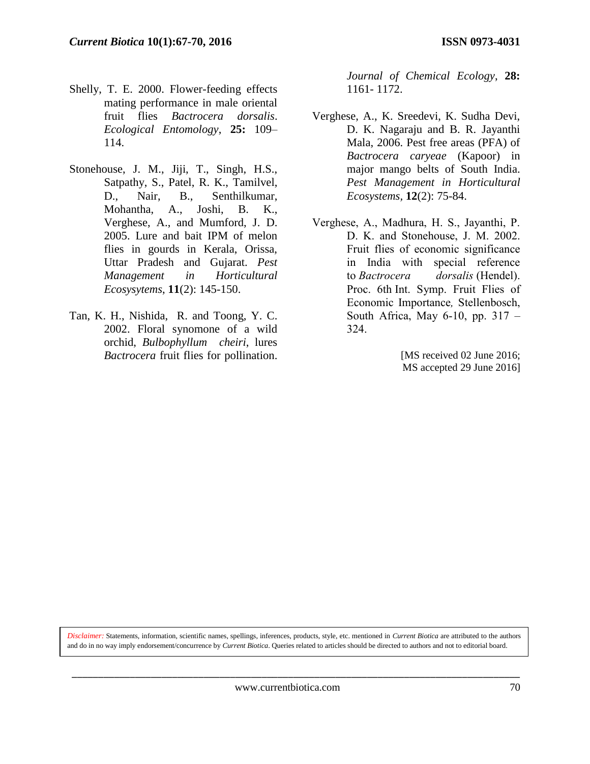Shelly, T. E. 2000. Flower-feeding effects mating performance in male oriental fruit flies *Bactrocera dorsalis*. *Ecological Entomology*, **25:** 109–114.

Stonehouse, J. M., Jiji, T., Singh, H.S., Satpathy, S., Patel, R. K., Tamilvel, D., Nair, B., Senthilkumar, Mohantha, A., Joshi, B. K., Verghese, A., and Mumford, J. D. 2005. Lure and bait IPM of melon flies in gourds in Kerala, Orissa, Uttar Pradesh and Gujarat. *Pest Management in Horticultural Ecosysytems*, **11**(2): 145-150.

Tan, K. H., Nishida, R. and Toong, Y. C. 2002. Floral synomone of a wild orchid, *Bulbophyllum cheiri*, lures *Bactrocera* fruit flies for pollination. *Journal of Chemical Ecology*, **28:** 1161- 1172.

Verghese, A., K. Sreedevi, K. Sudha Devi, D. K. Nagaraju and B. R. Jayanthi Mala, 2006. Pest free areas (PFA) of *Bactrocera caryeae* (Kapoor) in major mango belts of South India. *Pest Management in Horticultural Ecosystems*, **12**(2): 75-84.

Verghese, A., Madhura, H. S., Jayanthi, P. D. K. and Stonehouse, J. M. 2002. Fruit flies of economic significance in India with special reference to *Bactrocera dorsalis* (Hendel). Proc. 6th Int. Symp. Fruit Flies of Economic Importance, Stellenbosch, South Africa, May 6-10, pp. 317 – 324.

[MS received 02 June 2016; MS accepted 29 June 2016]

*Disclaimer:* Statements, information, scientific names, spellings, inferences, products, style, etc. mentioned in *Current Biotica* are attributed to the authors and do in no way imply endorsement/concurrence by *Current Biotica*. Queries related to articles should be directed to authors and not to editorial board.